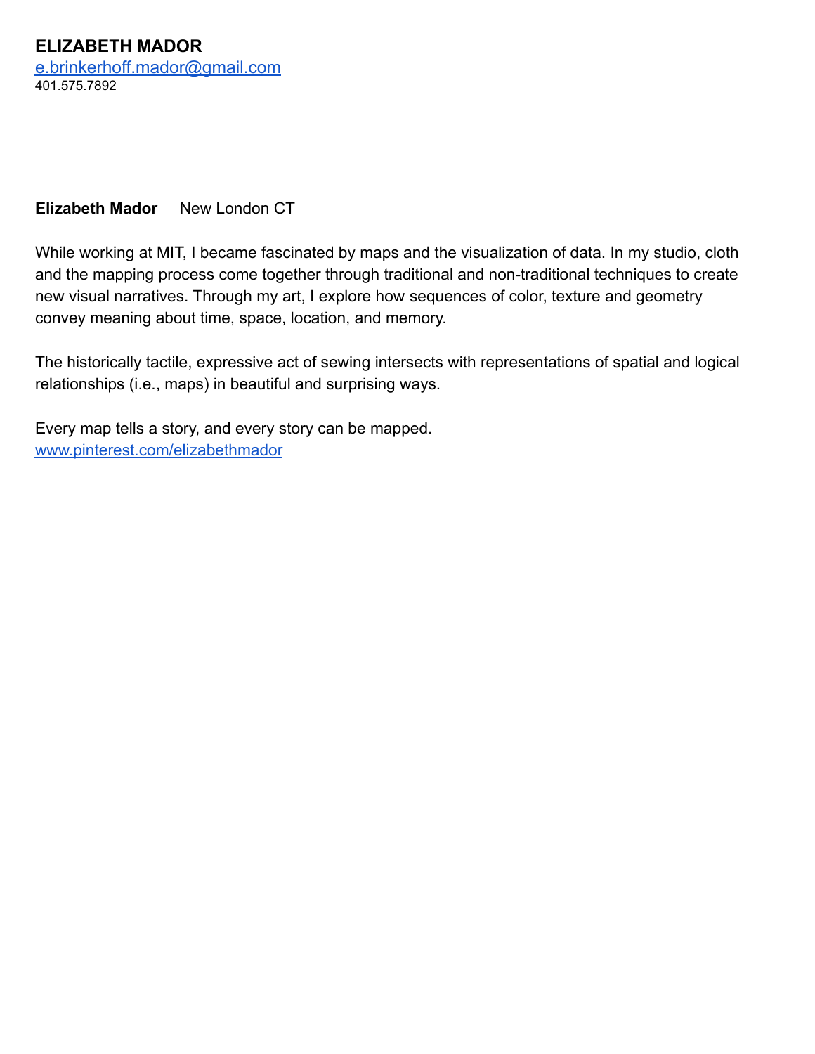**ELIZABETH MADOR**
[e.brinkerhoff.mador@gmail.com](mailto:e.brinkerhoff.mador@gmail.com)
401.575.7892

**Elizabeth Mador** New London CT

While working at MIT, I became fascinated by maps and the visualization of data. In my studio, cloth and the mapping process come together through traditional and non-traditional techniques to create new visual narratives. Through my art, I explore how sequences of color, texture and geometry convey meaning about time, space, location, and memory.

The historically tactile, expressive act of sewing intersects with representations of spatial and logical relationships (i.e., maps) in beautiful and surprising ways.

Every map tells a story, and every story can be mapped.
[www.pinterest.com/elizabethmador](http://www.pinterest.com/elizabethmador)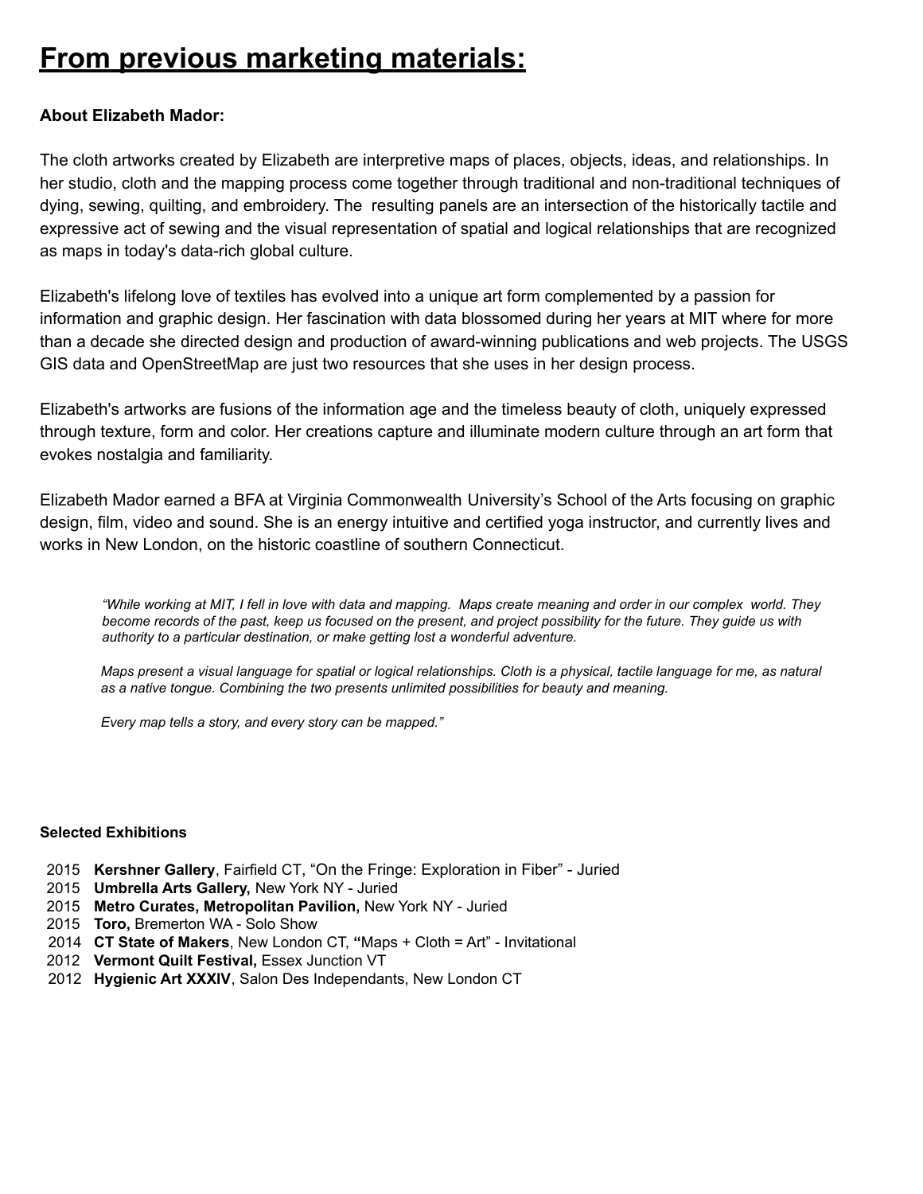# From previous marketing materials:

**About Elizabeth Mador:**

The cloth artworks created by Elizabeth are interpretive maps of places, objects, ideas, and relationships. In her studio, cloth and the mapping process come together through traditional and non-traditional techniques of dying, sewing, quilting, and embroidery. The resulting panels are an intersection of the historically tactile and expressive act of sewing and the visual representation of spatial and logical relationships that are recognized as maps in today's data-rich global culture.

Elizabeth's lifelong love of textiles has evolved into a unique art form complemented by a passion for information and graphic design. Her fascination with data blossomed during her years at MIT where for more than a decade she directed design and production of award-winning publications and web projects. The USGS GIS data and OpenStreetMap are just two resources that she uses in her design process.

Elizabeth's artworks are fusions of the information age and the timeless beauty of cloth, uniquely expressed through texture, form and color. Her creations capture and illuminate modern culture through an art form that evokes nostalgia and familiarity.

Elizabeth Mador earned a BFA at Virginia Commonwealth University's School of the Arts focusing on graphic design, film, video and sound. She is an energy intuitive and certified yoga instructor, and currently lives and works in New London, on the historic coastline of southern Connecticut.

> *"While working at MIT, I fell in love with data and mapping. Maps create meaning and order in our complex world. They become records of the past, keep us focused on the present, and project possibility for the future. They guide us with authority to a particular destination, or make getting lost a wonderful adventure.*
>
> *Maps present a visual language for spatial or logical relationships. Cloth is a physical, tactile language for me, as natural as a native tongue. Combining the two presents unlimited possibilities for beauty and meaning.*
>
> *Every map tells a story, and every story can be mapped."*

**Selected Exhibitions**

- 2015 **Kershner Gallery**, Fairfield CT, "On the Fringe: Exploration in Fiber" - Juried
- 2015 **Umbrella Arts Gallery,** New York NY - Juried
- 2015 **Metro Curates, Metropolitan Pavilion,** New York NY - Juried
- 2015 **Toro,** Bremerton WA - Solo Show
- 2014 **CT State of Makers**, New London CT, **"**Maps + Cloth = Art" - Invitational
- 2012 **Vermont Quilt Festival,** Essex Junction VT
- 2012 **Hygienic Art XXXIV**, Salon Des Independants, New London CT